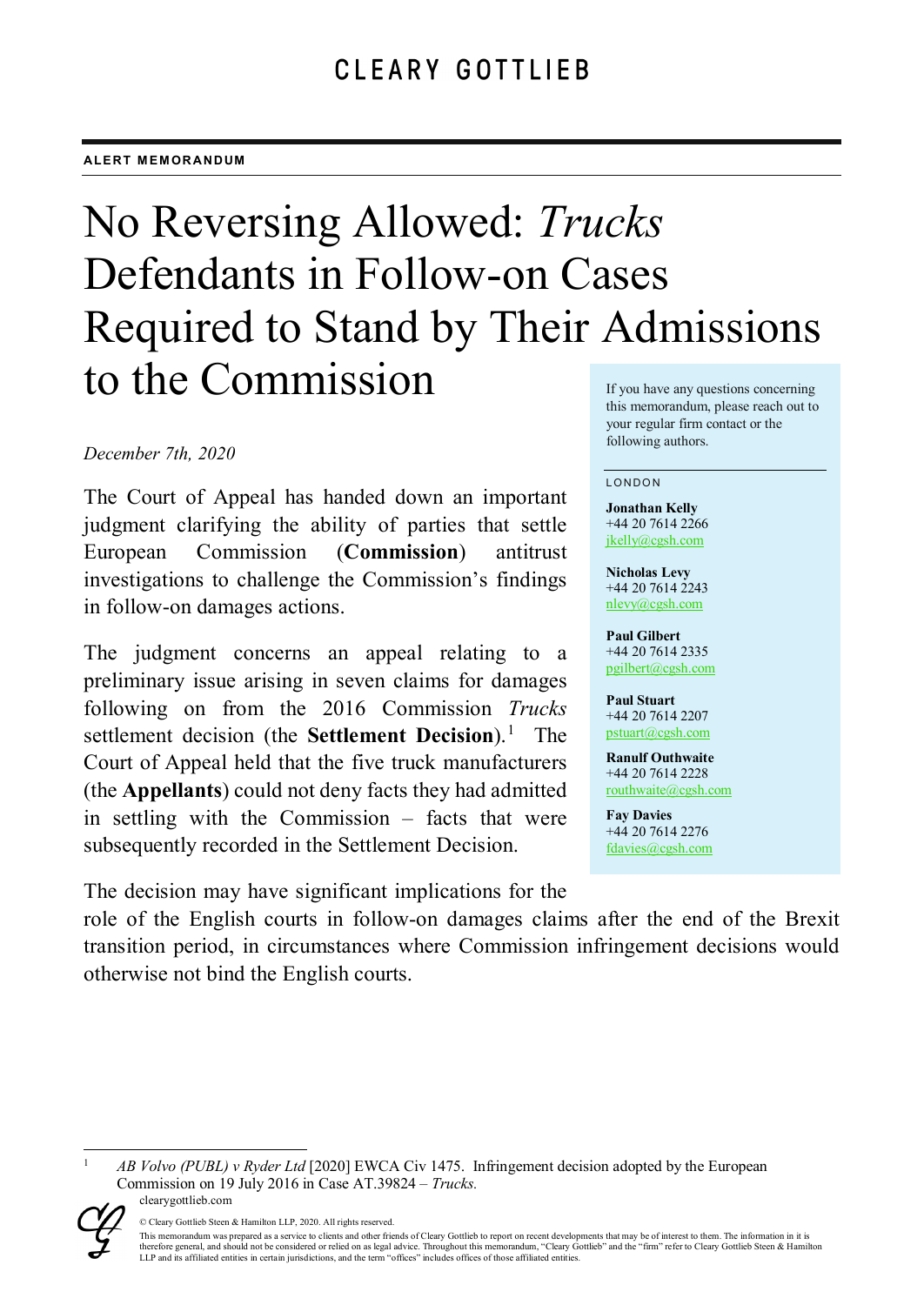CLEARY GOTTLIEB

**ALERT MEMORANDUM**

# No Reversing Allowed: *Trucks* Defendants in Follow-on Cases Required to Stand by Their Admissions to the Commission

*December 7th, 2020*

The Court of Appeal has handed down an important judgment clarifying the ability of parties that settle European Commission (**Commission**) antitrust investigations to challenge the Commission's findings in follow-on damages actions.

The judgment concerns an appeal relating to a preliminary issue arising in seven claims for damages following on from the 2016 Commission *Trucks* settlement decision (the **Settlement Decision**).[1] The Court of Appeal held that the five truck manufacturers (the **Appellants**) could not deny facts they had admitted in settling with the Commission – facts that were subsequently recorded in the Settlement Decision.

The decision may have significant implications for the role of the English courts in follow-on damages claims after the end of the Brexit transition period, in circumstances where Commission infringement decisions would otherwise not bind the English courts.

If you have any questions concerning this memorandum, please reach out to your regular firm contact or the following authors.

LONDON

**Jonathan Kelly**
+44 20 7614 2266
jkelly@cgsh.com

**Nicholas Levy**
+44 20 7614 2243
nlevy@cgsh.com

**Paul Gilbert**
+44 20 7614 2335
pgilbert@cgsh.com

**Paul Stuart**
+44 20 7614 2207
pstuart@cgsh.com

**Ranulf Outhwaite**
+44 20 7614 2228
routhwaite@cgsh.com

**Fay Davies**
+44 20 7614 2276
fdavies@cgsh.com

[1] *AB Volvo (PUBL) v Ryder Ltd* [2020] EWCA Civ 1475. Infringement decision adopted by the European Commission on 19 July 2016 in Case AT.39824 – *Trucks.*

clearygottlieb.com

© Cleary Gottlieb Steen & Hamilton LLP, 2020. All rights reserved.

This memorandum was prepared as a service to clients and other friends of Cleary Gottlieb to report on recent developments that may be of interest to them. The information in it is therefore general, and should not be considered or relied on as legal advice. Throughout this memorandum, "Cleary Gottlieb" and the "firm" refer to Cleary Gottlieb Steen & Hamilton LLP and its affiliated entities in certain jurisdictions, and the term "offices" includes offices of those affiliated entities.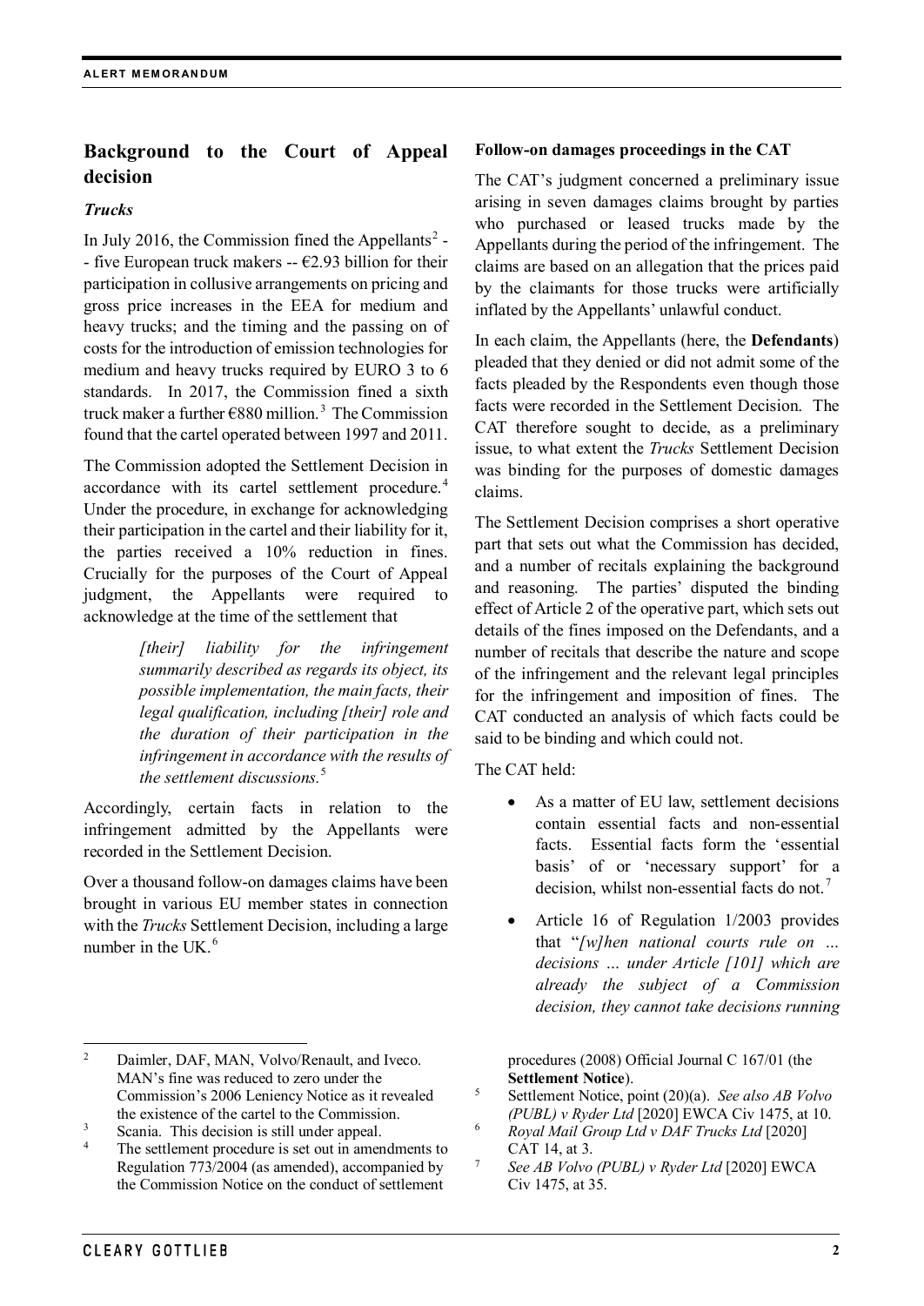## Background to the Court of Appeal decision

### *Trucks*

In July 2016, the Commission fined the Appellants[2] -- five European truck makers -- €2.93 billion for their participation in collusive arrangements on pricing and gross price increases in the EEA for medium and heavy trucks; and the timing and the passing on of costs for the introduction of emission technologies for medium and heavy trucks required by EURO 3 to 6 standards. In 2017, the Commission fined a sixth truck maker a further €880 million.[3] The Commission found that the cartel operated between 1997 and 2011.

The Commission adopted the Settlement Decision in accordance with its cartel settlement procedure.[4] Under the procedure, in exchange for acknowledging their participation in the cartel and their liability for it, the parties received a 10% reduction in fines. Crucially for the purposes of the Court of Appeal judgment, the Appellants were required to acknowledge at the time of the settlement that

> *[their] liability for the infringement summarily described as regards its object, its possible implementation, the main facts, their legal qualification, including [their] role and the duration of their participation in the infringement in accordance with the results of the settlement discussions.*[5]

Accordingly, certain facts in relation to the infringement admitted by the Appellants were recorded in the Settlement Decision.

Over a thousand follow-on damages claims have been brought in various EU member states in connection with the *Trucks* Settlement Decision, including a large number in the UK.[6]

**Follow-on damages proceedings in the CAT**

The CAT's judgment concerned a preliminary issue arising in seven damages claims brought by parties who purchased or leased trucks made by the Appellants during the period of the infringement. The claims are based on an allegation that the prices paid by the claimants for those trucks were artificially inflated by the Appellants' unlawful conduct.

In each claim, the Appellants (here, the **Defendants**) pleaded that they denied or did not admit some of the facts pleaded by the Respondents even though those facts were recorded in the Settlement Decision. The CAT therefore sought to decide, as a preliminary issue, to what extent the *Trucks* Settlement Decision was binding for the purposes of domestic damages claims.

The Settlement Decision comprises a short operative part that sets out what the Commission has decided, and a number of recitals explaining the background and reasoning. The parties' disputed the binding effect of Article 2 of the operative part, which sets out details of the fines imposed on the Defendants, and a number of recitals that describe the nature and scope of the infringement and the relevant legal principles for the infringement and imposition of fines. The CAT conducted an analysis of which facts could be said to be binding and which could not.

The CAT held:

- As a matter of EU law, settlement decisions contain essential facts and non-essential facts. Essential facts form the 'essential basis' of or 'necessary support' for a decision, whilst non-essential facts do not.[7]
- Article 16 of Regulation 1/2003 provides that "*[w]hen national courts rule on … decisions … under Article [101] which are already the subject of a Commission decision, they cannot take decisions running*

---

[2] Daimler, DAF, MAN, Volvo/Renault, and Iveco. MAN's fine was reduced to zero under the Commission's 2006 Leniency Notice as it revealed the existence of the cartel to the Commission.

[3] Scania. This decision is still under appeal.

[4] The settlement procedure is set out in amendments to Regulation 773/2004 (as amended), accompanied by the Commission Notice on the conduct of settlement procedures (2008) Official Journal C 167/01 (the **Settlement Notice**).

[5] Settlement Notice, point (20)(a). *See also AB Volvo (PUBL) v Ryder Ltd* [2020] EWCA Civ 1475, at 10.

[6] *Royal Mail Group Ltd v DAF Trucks Ltd* [2020] CAT 14, at 3.

[7] *See AB Volvo (PUBL) v Ryder Ltd* [2020] EWCA Civ 1475, at 35.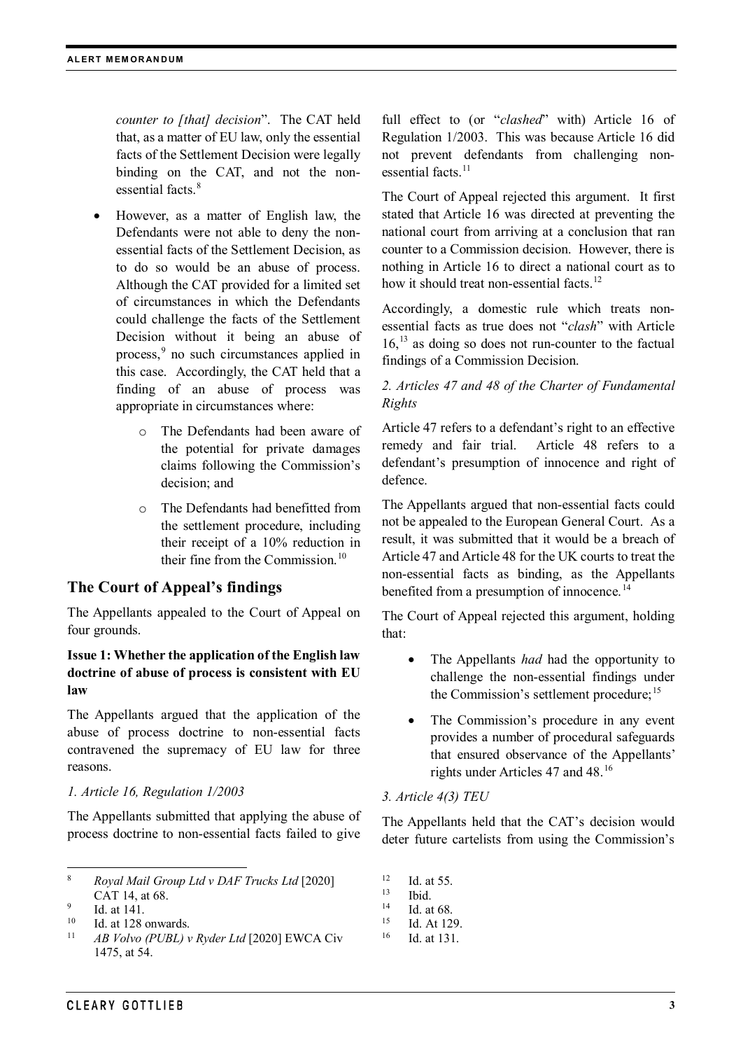*counter to [that] decision*". The CAT held that, as a matter of EU law, only the essential facts of the Settlement Decision were legally binding on the CAT, and not the non-essential facts.[8]

- However, as a matter of English law, the Defendants were not able to deny the non-essential facts of the Settlement Decision, as to do so would be an abuse of process. Although the CAT provided for a limited set of circumstances in which the Defendants could challenge the facts of the Settlement Decision without it being an abuse of process,[9] no such circumstances applied in this case. Accordingly, the CAT held that a finding of an abuse of process was appropriate in circumstances where:
  - The Defendants had been aware of the potential for private damages claims following the Commission's decision; and
  - The Defendants had benefitted from the settlement procedure, including their receipt of a 10% reduction in their fine from the Commission.[10]

## The Court of Appeal's findings

The Appellants appealed to the Court of Appeal on four grounds.

**Issue 1: Whether the application of the English law doctrine of abuse of process is consistent with EU law**

The Appellants argued that the application of the abuse of process doctrine to non-essential facts contravened the supremacy of EU law for three reasons.

*1. Article 16, Regulation 1/2003*

The Appellants submitted that applying the abuse of process doctrine to non-essential facts failed to give full effect to (or "*clashed*" with) Article 16 of Regulation 1/2003. This was because Article 16 did not prevent defendants from challenging non-essential facts.[11]

The Court of Appeal rejected this argument. It first stated that Article 16 was directed at preventing the national court from arriving at a conclusion that ran counter to a Commission decision. However, there is nothing in Article 16 to direct a national court as to how it should treat non-essential facts.[12]

Accordingly, a domestic rule which treats non-essential facts as true does not "*clash*" with Article 16,[13] as doing so does not run-counter to the factual findings of a Commission Decision.

*2. Articles 47 and 48 of the Charter of Fundamental Rights*

Article 47 refers to a defendant's right to an effective remedy and fair trial. Article 48 refers to a defendant's presumption of innocence and right of defence.

The Appellants argued that non-essential facts could not be appealed to the European General Court. As a result, it was submitted that it would be a breach of Article 47 and Article 48 for the UK courts to treat the non-essential facts as binding, as the Appellants benefited from a presumption of innocence.[14]

The Court of Appeal rejected this argument, holding that:

- The Appellants *had* had the opportunity to challenge the non-essential findings under the Commission's settlement procedure;[15]
- The Commission's procedure in any event provides a number of procedural safeguards that ensured observance of the Appellants' rights under Articles 47 and 48.[16]

*3. Article 4(3) TEU*

The Appellants held that the CAT's decision would deter future cartelists from using the Commission's

---

[8] *Royal Mail Group Ltd v DAF Trucks Ltd* [2020] CAT 14, at 68.

[9] Id. at 141.

[10] Id. at 128 onwards.

[11] *AB Volvo (PUBL) v Ryder Ltd* [2020] EWCA Civ 1475, at 54.

[12] Id. at 55.

[13] Ibid.

[14] Id. at 68.

[15] Id. At 129.

[16] Id. at 131.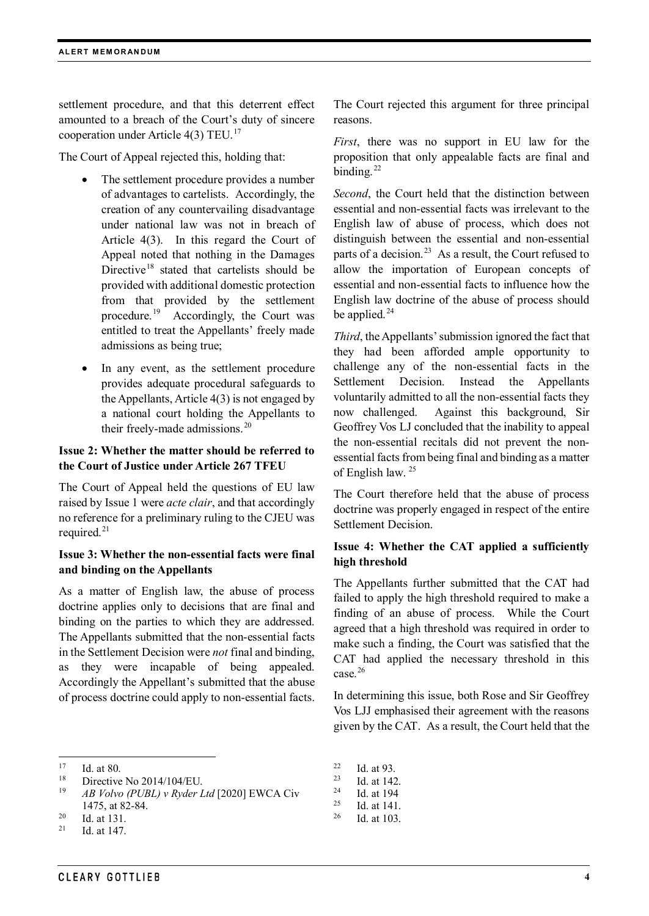settlement procedure, and that this deterrent effect amounted to a breach of the Court's duty of sincere cooperation under Article 4(3) TEU.[17]

The Court of Appeal rejected this, holding that:

- The settlement procedure provides a number of advantages to cartelists. Accordingly, the creation of any countervailing disadvantage under national law was not in breach of Article 4(3). In this regard the Court of Appeal noted that nothing in the Damages Directive[18] stated that cartelists should be provided with additional domestic protection from that provided by the settlement procedure.[19] Accordingly, the Court was entitled to treat the Appellants' freely made admissions as being true;
- In any event, as the settlement procedure provides adequate procedural safeguards to the Appellants, Article 4(3) is not engaged by a national court holding the Appellants to their freely-made admissions.[20]

**Issue 2: Whether the matter should be referred to the Court of Justice under Article 267 TFEU**

The Court of Appeal held the questions of EU law raised by Issue 1 were *acte clair*, and that accordingly no reference for a preliminary ruling to the CJEU was required.[21]

**Issue 3: Whether the non-essential facts were final and binding on the Appellants**

As a matter of English law, the abuse of process doctrine applies only to decisions that are final and binding on the parties to which they are addressed. The Appellants submitted that the non-essential facts in the Settlement Decision were *not* final and binding, as they were incapable of being appealed. Accordingly the Appellant's submitted that the abuse of process doctrine could apply to non-essential facts. The Court rejected this argument for three principal reasons.

*First*, there was no support in EU law for the proposition that only appealable facts are final and binding.[22]

*Second*, the Court held that the distinction between essential and non-essential facts was irrelevant to the English law of abuse of process, which does not distinguish between the essential and non-essential parts of a decision.[23] As a result, the Court refused to allow the importation of European concepts of essential and non-essential facts to influence how the English law doctrine of the abuse of process should be applied.[24]

*Third*, the Appellants' submission ignored the fact that they had been afforded ample opportunity to challenge any of the non-essential facts in the Settlement Decision. Instead the Appellants voluntarily admitted to all the non-essential facts they now challenged. Against this background, Sir Geoffrey Vos LJ concluded that the inability to appeal the non-essential recitals did not prevent the non-essential facts from being final and binding as a matter of English law.[25]

The Court therefore held that the abuse of process doctrine was properly engaged in respect of the entire Settlement Decision.

**Issue 4: Whether the CAT applied a sufficiently high threshold**

The Appellants further submitted that the CAT had failed to apply the high threshold required to make a finding of an abuse of process. While the Court agreed that a high threshold was required in order to make such a finding, the Court was satisfied that the CAT had applied the necessary threshold in this case.[26]

In determining this issue, both Rose and Sir Geoffrey Vos LJJ emphasised their agreement with the reasons given by the CAT. As a result, the Court held that the

---

[17] Id. at 80.

[18] Directive No 2014/104/EU.

[19] *AB Volvo (PUBL) v Ryder Ltd* [2020] EWCA Civ 1475, at 82-84.

[20] Id. at 131.

[21] Id. at 147.

[22] Id. at 93.

[23] Id. at 142.

[24] Id. at 194

[25] Id. at 141.

[26] Id. at 103.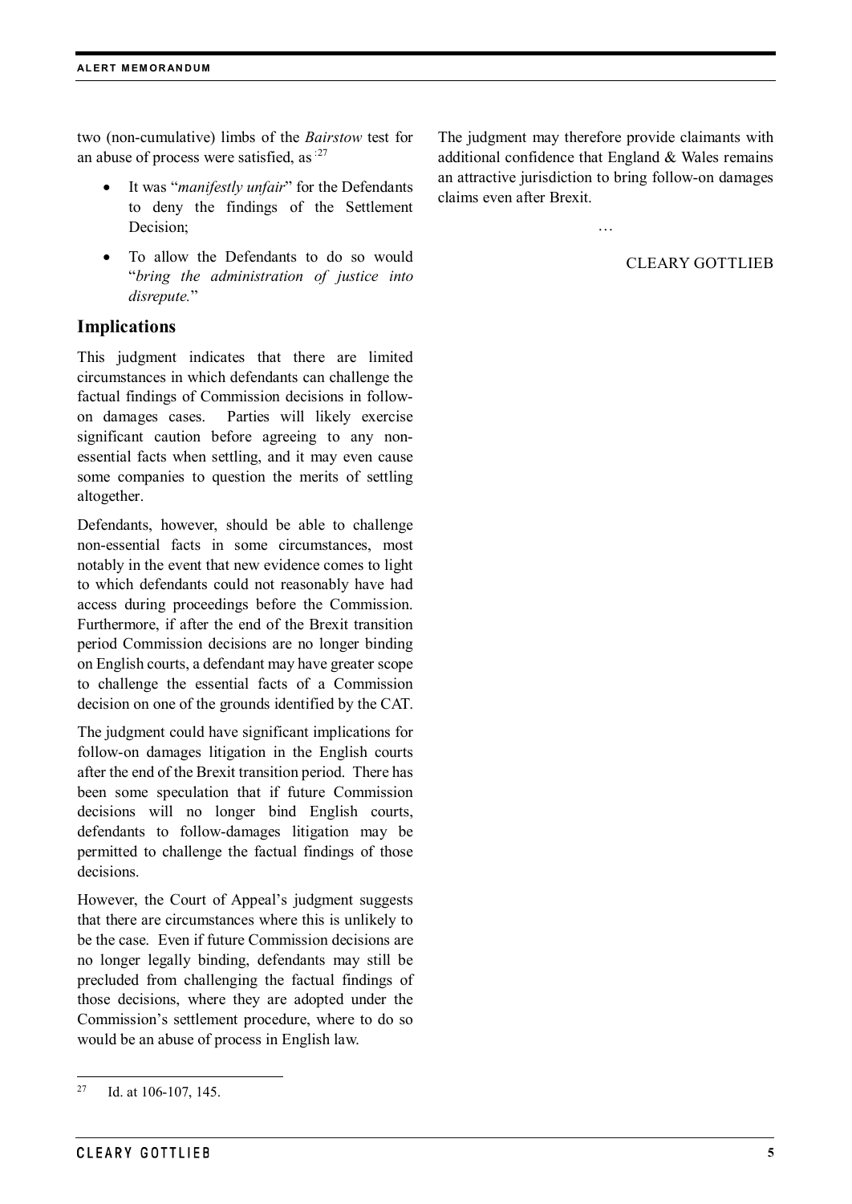two (non-cumulative) limbs of the *Bairstow* test for an abuse of process were satisfied, as:[27]

- It was "*manifestly unfair*" for the Defendants to deny the findings of the Settlement Decision;
- To allow the Defendants to do so would "*bring the administration of justice into disrepute.*"

## Implications

This judgment indicates that there are limited circumstances in which defendants can challenge the factual findings of Commission decisions in follow-on damages cases. Parties will likely exercise significant caution before agreeing to any non-essential facts when settling, and it may even cause some companies to question the merits of settling altogether.

Defendants, however, should be able to challenge non-essential facts in some circumstances, most notably in the event that new evidence comes to light to which defendants could not reasonably have had access during proceedings before the Commission. Furthermore, if after the end of the Brexit transition period Commission decisions are no longer binding on English courts, a defendant may have greater scope to challenge the essential facts of a Commission decision on one of the grounds identified by the CAT.

The judgment could have significant implications for follow-on damages litigation in the English courts after the end of the Brexit transition period. There has been some speculation that if future Commission decisions will no longer bind English courts, defendants to follow-damages litigation may be permitted to challenge the factual findings of those decisions.

However, the Court of Appeal's judgment suggests that there are circumstances where this is unlikely to be the case. Even if future Commission decisions are no longer legally binding, defendants may still be precluded from challenging the factual findings of those decisions, where they are adopted under the Commission's settlement procedure, where to do so would be an abuse of process in English law.

The judgment may therefore provide claimants with additional confidence that England & Wales remains an attractive jurisdiction to bring follow-on damages claims even after Brexit.

…

CLEARY GOTTLIEB

[27] Id. at 106-107, 145.